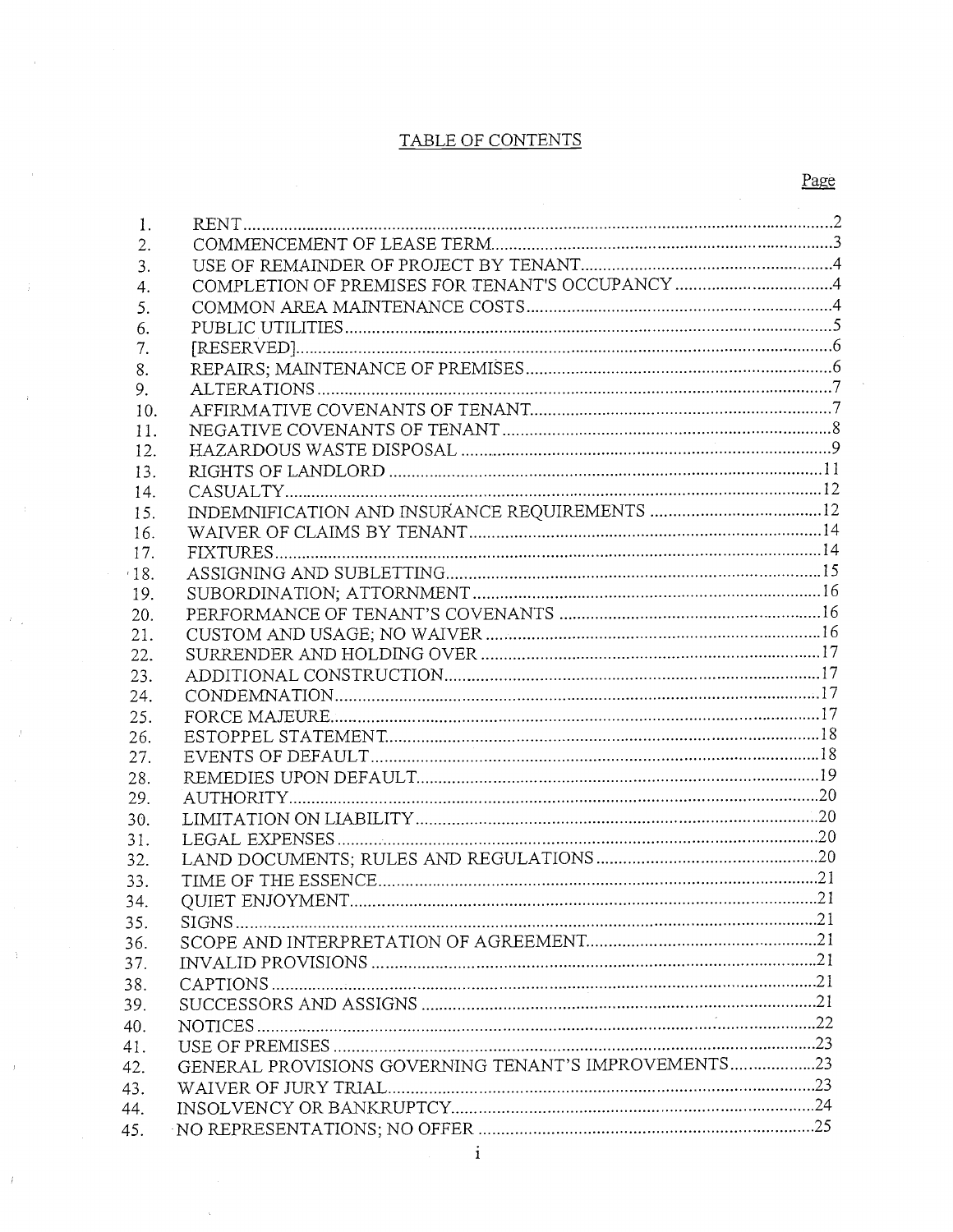# TABLE OF CONTENTS

| | | Page |
|---|---|---|
| 1. | RENT | 2 |
| 2. | COMMENCEMENT OF LEASE TERM | 3 |
| 3. | USE OF REMAINDER OF PROJECT BY TENANT | 4 |
| 4. | COMPLETION OF PREMISES FOR TENANT'S OCCUPANCY | 4 |
| 5. | COMMON AREA MAINTENANCE COSTS | 4 |
| 6. | PUBLIC UTILITIES | 5 |
| 7. | [RESERVED] | 6 |
| 8. | REPAIRS; MAINTENANCE OF PREMISES | 6 |
| 9. | ALTERATIONS | 7 |
| 10. | AFFIRMATIVE COVENANTS OF TENANT | 7 |
| 11. | NEGATIVE COVENANTS OF TENANT | 8 |
| 12. | HAZARDOUS WASTE DISPOSAL | 9 |
| 13. | RIGHTS OF LANDLORD | 11 |
| 14. | CASUALTY | 12 |
| 15. | INDEMNIFICATION AND INSURANCE REQUIREMENTS | 12 |
| 16. | WAIVER OF CLAIMS BY TENANT | 14 |
| 17. | FIXTURES | 14 |
| 18. | ASSIGNING AND SUBLETTING | 15 |
| 19. | SUBORDINATION; ATTORNMENT | 16 |
| 20. | PERFORMANCE OF TENANT'S COVENANTS | 16 |
| 21. | CUSTOM AND USAGE; NO WAIVER | 16 |
| 22. | SURRENDER AND HOLDING OVER | 17 |
| 23. | ADDITIONAL CONSTRUCTION | 17 |
| 24. | CONDEMNATION | 17 |
| 25. | FORCE MAJEURE | 17 |
| 26. | ESTOPPEL STATEMENT | 18 |
| 27. | EVENTS OF DEFAULT | 18 |
| 28. | REMEDIES UPON DEFAULT | 19 |
| 29. | AUTHORITY | 20 |
| 30. | LIMITATION ON LIABILITY | 20 |
| 31. | LEGAL EXPENSES | 20 |
| 32. | LAND DOCUMENTS; RULES AND REGULATIONS | 20 |
| 33. | TIME OF THE ESSENCE | 21 |
| 34. | QUIET ENJOYMENT | 21 |
| 35. | SIGNS | 21 |
| 36. | SCOPE AND INTERPRETATION OF AGREEMENT | 21 |
| 37. | INVALID PROVISIONS | 21 |
| 38. | CAPTIONS | 21 |
| 39. | SUCCESSORS AND ASSIGNS | 21 |
| 40. | NOTICES | 22 |
| 41. | USE OF PREMISES | 23 |
| 42. | GENERAL PROVISIONS GOVERNING TENANT'S IMPROVEMENTS | 23 |
| 43. | WAIVER OF JURY TRIAL | 23 |
| 44. | INSOLVENCY OR BANKRUPTCY | 24 |
| 45. | NO REPRESENTATIONS; NO OFFER | 25 |